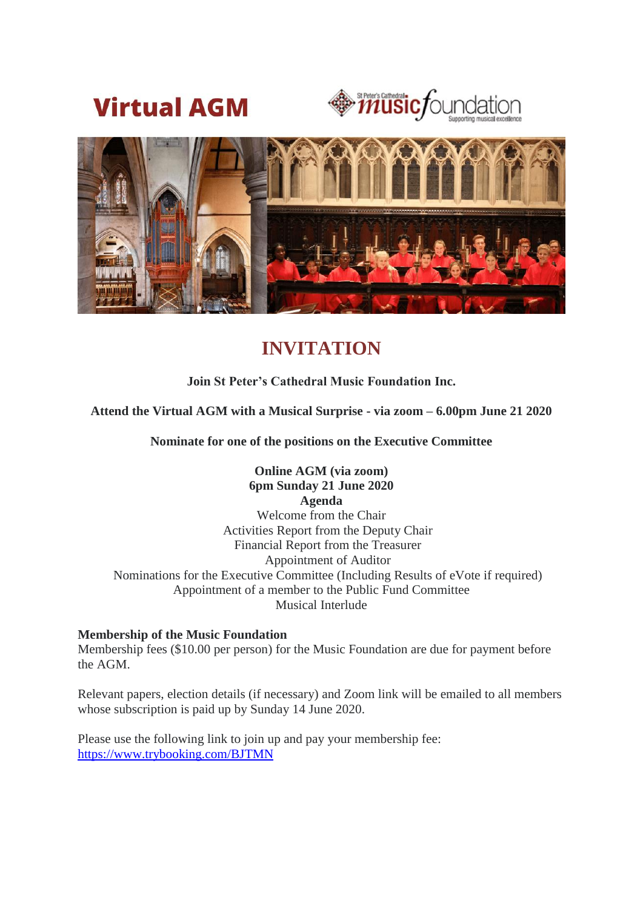# Virtual AGM

# INVITATION

**Join St Peter's Cathedral Music Foundation Inc.**

**Attend the Virtual AGM with a Musical Surprise - via zoom – 6.00pm June 21 2020**

**Nominate for one of the positions on the Executive Committee**

**Online AGM (via zoom)**
**6pm Sunday 21 June 2020**
**Agenda**

Welcome from the Chair
Activities Report from the Deputy Chair
Financial Report from the Treasurer
Appointment of Auditor
Nominations for the Executive Committee (Including Results of eVote if required)
Appointment of a member to the Public Fund Committee
Musical Interlude

**Membership of the Music Foundation**
Membership fees ($10.00 per person) for the Music Foundation are due for payment before the AGM.

Relevant papers, election details (if necessary) and Zoom link will be emailed to all members whose subscription is paid up by Sunday 14 June 2020.

Please use the following link to join up and pay your membership fee:
[https://www.trybooking.com/BJTMN](https://www.trybooking.com/BJTMN)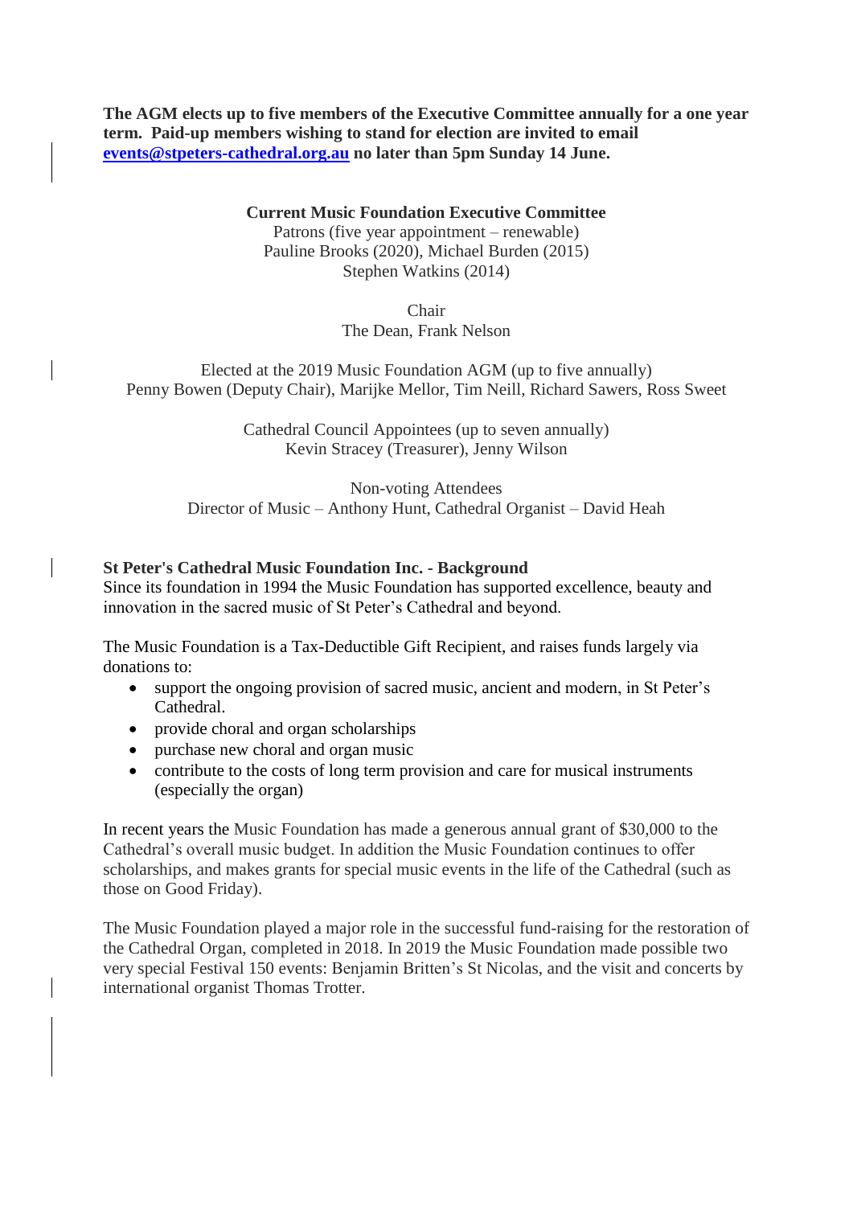**The AGM elects up to five members of the Executive Committee annually for a one year term. Paid-up members wishing to stand for election are invited to email [events@stpeters-cathedral.org.au](mailto:events@stpeters-cathedral.org.au) no later than 5pm Sunday 14 June.**

**Current Music Foundation Executive Committee**

Patrons (five year appointment – renewable)
Pauline Brooks (2020), Michael Burden (2015)
Stephen Watkins (2014)

Chair
The Dean, Frank Nelson

Elected at the 2019 Music Foundation AGM (up to five annually)
Penny Bowen (Deputy Chair), Marijke Mellor, Tim Neill, Richard Sawers, Ross Sweet

Cathedral Council Appointees (up to seven annually)
Kevin Stracey (Treasurer), Jenny Wilson

Non-voting Attendees
Director of Music – Anthony Hunt, Cathedral Organist – David Heah

**St Peter's Cathedral Music Foundation Inc. - Background**

Since its foundation in 1994 the Music Foundation has supported excellence, beauty and innovation in the sacred music of St Peter's Cathedral and beyond.

The Music Foundation is a Tax-Deductible Gift Recipient, and raises funds largely via donations to:

- support the ongoing provision of sacred music, ancient and modern, in St Peter's Cathedral.
- provide choral and organ scholarships
- purchase new choral and organ music
- contribute to the costs of long term provision and care for musical instruments (especially the organ)

In recent years the Music Foundation has made a generous annual grant of $30,000 to the Cathedral's overall music budget. In addition the Music Foundation continues to offer scholarships, and makes grants for special music events in the life of the Cathedral (such as those on Good Friday).

The Music Foundation played a major role in the successful fund-raising for the restoration of the Cathedral Organ, completed in 2018. In 2019 the Music Foundation made possible two very special Festival 150 events: Benjamin Britten's St Nicolas, and the visit and concerts by international organist Thomas Trotter.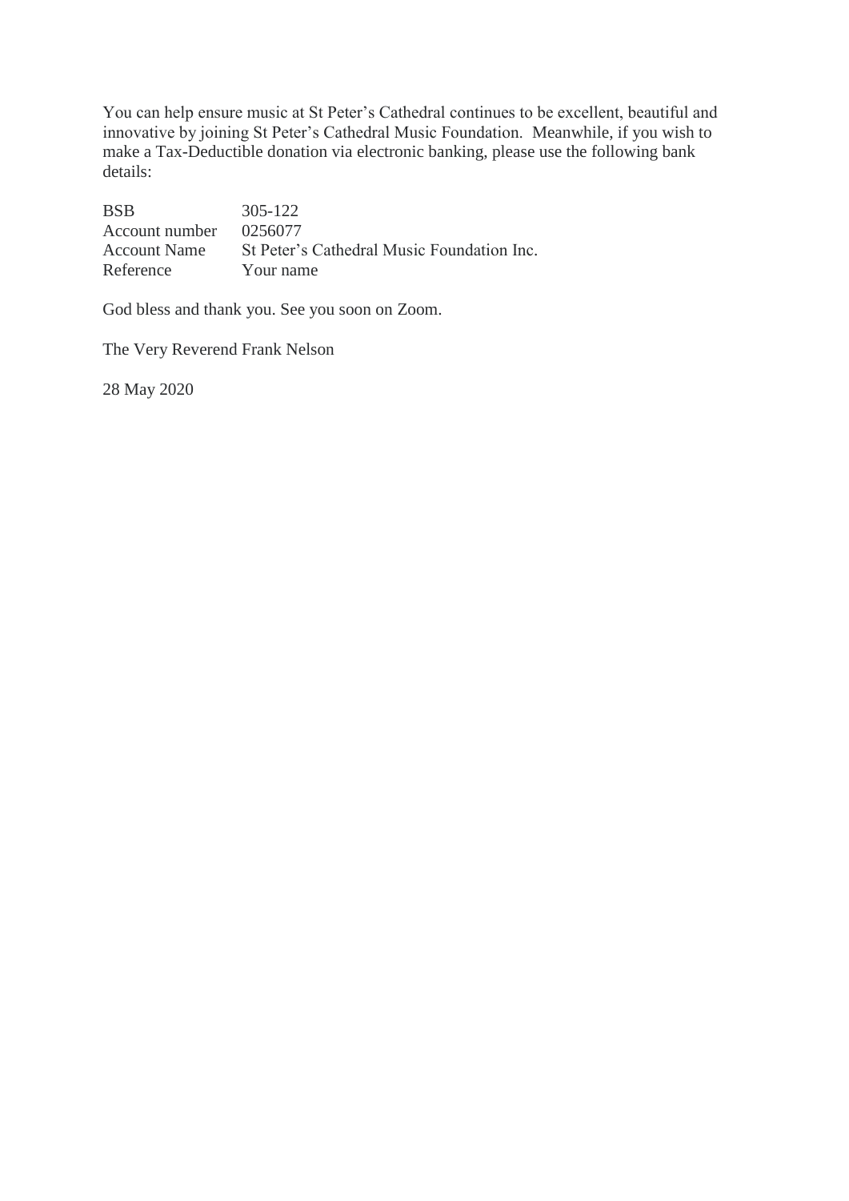You can help ensure music at St Peter's Cathedral continues to be excellent, beautiful and innovative by joining St Peter's Cathedral Music Foundation. Meanwhile, if you wish to make a Tax-Deductible donation via electronic banking, please use the following bank details:

| | |
|---|---|
| BSB | 305-122 |
| Account number | 0256077 |
| Account Name | St Peter's Cathedral Music Foundation Inc. |
| Reference | Your name |

God bless and thank you. See you soon on Zoom.

The Very Reverend Frank Nelson

28 May 2020